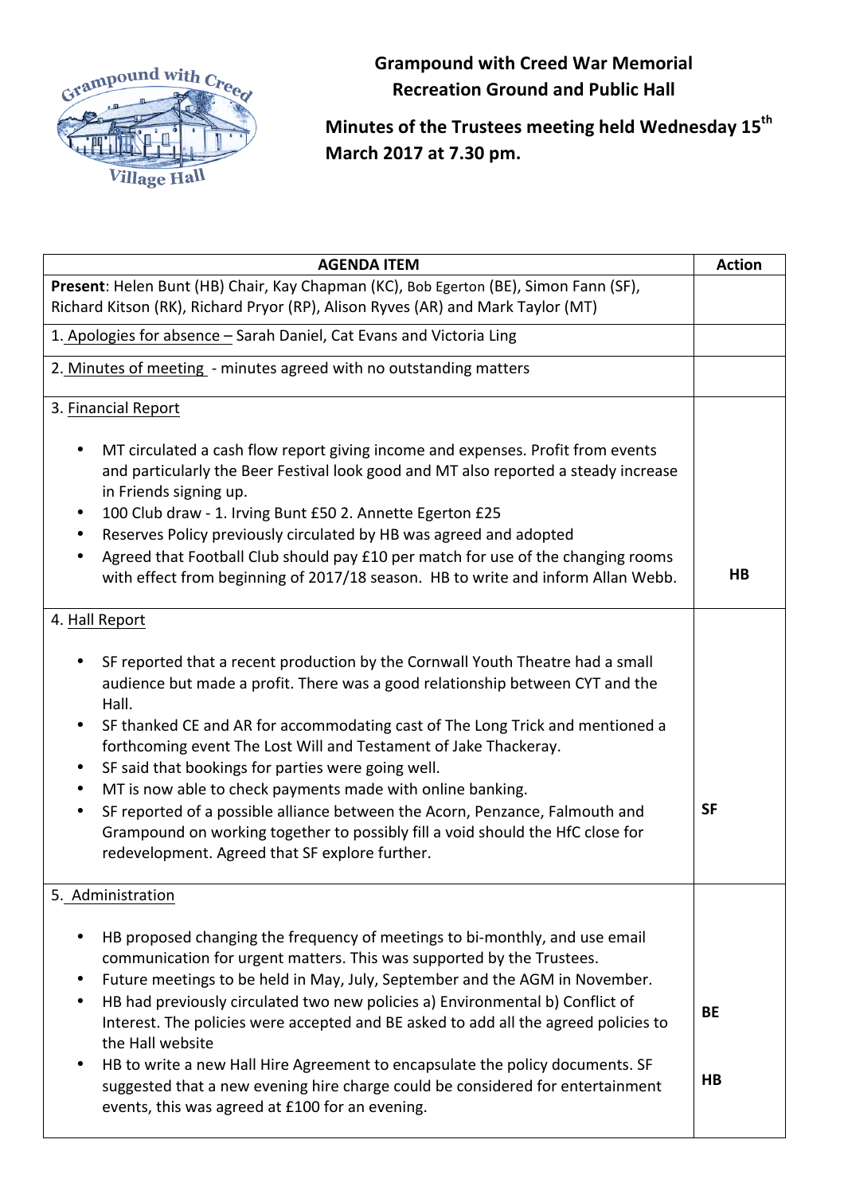**Grampound with Creed War Memorial Recreation Ground and Public Hall**

**Minutes of the Trustees meeting held Wednesday 15th March 2017 at 7.30 pm.**

| AGENDA ITEM | Action |
|---|---|
| **Present**: Helen Bunt (HB) Chair, Kay Chapman (KC), Bob Egerton (BE), Simon Fann (SF), Richard Kitson (RK), Richard Pryor (RP), Alison Ryves (AR) and Mark Taylor (MT) | |
| 1. Apologies for absence – Sarah Daniel, Cat Evans and Victoria Ling | |
| 2. Minutes of meeting - minutes agreed with no outstanding matters | |
| 3. Financial Report<br><br>• MT circulated a cash flow report giving income and expenses. Profit from events and particularly the Beer Festival look good and MT also reported a steady increase in Friends signing up.<br>• 100 Club draw - 1. Irving Bunt £50 2. Annette Egerton £25<br>• Reserves Policy previously circulated by HB was agreed and adopted<br>• Agreed that Football Club should pay £10 per match for use of the changing rooms with effect from beginning of 2017/18 season. HB to write and inform Allan Webb. | **HB** |
| 4. Hall Report<br><br>• SF reported that a recent production by the Cornwall Youth Theatre had a small audience but made a profit. There was a good relationship between CYT and the Hall.<br>• SF thanked CE and AR for accommodating cast of The Long Trick and mentioned a forthcoming event The Lost Will and Testament of Jake Thackeray.<br>• SF said that bookings for parties were going well.<br>• MT is now able to check payments made with online banking.<br>• SF reported of a possible alliance between the Acorn, Penzance, Falmouth and Grampound on working together to possibly fill a void should the HfC close for redevelopment. Agreed that SF explore further. | **SF** |
| 5. Administration<br><br>• HB proposed changing the frequency of meetings to bi-monthly, and use email communication for urgent matters. This was supported by the Trustees.<br>• Future meetings to be held in May, July, September and the AGM in November.<br>• HB had previously circulated two new policies a) Environmental b) Conflict of Interest. The policies were accepted and BE asked to add all the agreed policies to the Hall website<br>• HB to write a new Hall Hire Agreement to encapsulate the policy documents. SF suggested that a new evening hire charge could be considered for entertainment events, this was agreed at £100 for an evening. | **BE**<br><br>**HB** |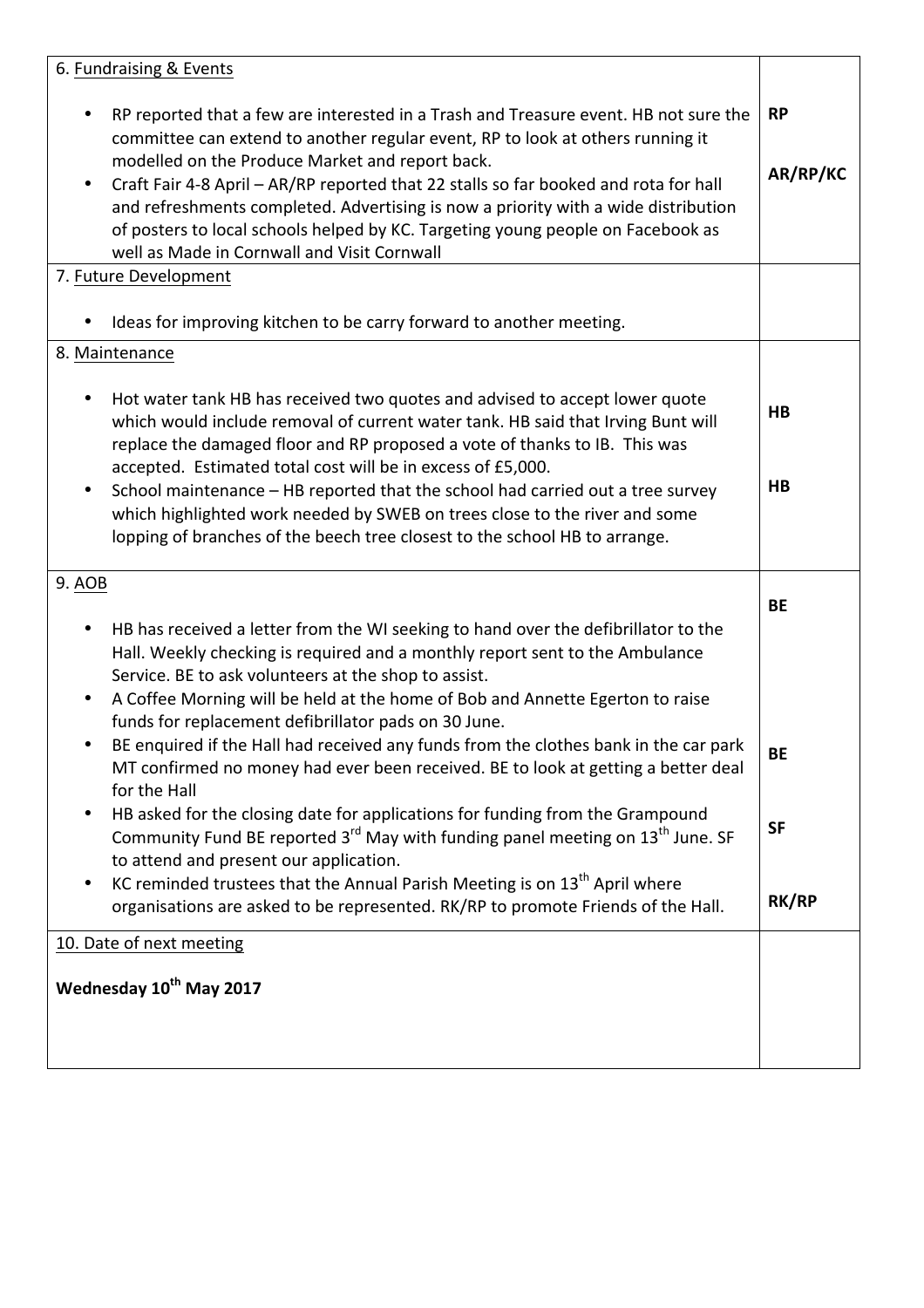| | |
|---|---|
| 6. Fundraising & Events<br><br>• RP reported that a few are interested in a Trash and Treasure event. HB not sure the committee can extend to another regular event, RP to look at others running it modelled on the Produce Market and report back.<br>• Craft Fair 4-8 April – AR/RP reported that 22 stalls so far booked and rota for hall and refreshments completed. Advertising is now a priority with a wide distribution of posters to local schools helped by KC. Targeting young people on Facebook as well as Made in Cornwall and Visit Cornwall | **RP**<br><br>**AR/RP/KC** |
| 7. Future Development<br><br>• Ideas for improving kitchen to be carry forward to another meeting. | |
| 8. Maintenance<br><br>• Hot water tank HB has received two quotes and advised to accept lower quote which would include removal of current water tank. HB said that Irving Bunt will replace the damaged floor and RP proposed a vote of thanks to IB. This was accepted. Estimated total cost will be in excess of £5,000.<br>• School maintenance – HB reported that the school had carried out a tree survey which highlighted work needed by SWEB on trees close to the river and some lopping of branches of the beech tree closest to the school HB to arrange. | **HB**<br><br>**HB** |
| 9. AOB<br><br>• HB has received a letter from the WI seeking to hand over the defibrillator to the Hall. Weekly checking is required and a monthly report sent to the Ambulance Service. BE to ask volunteers at the shop to assist.<br>• A Coffee Morning will be held at the home of Bob and Annette Egerton to raise funds for replacement defibrillator pads on 30 June.<br>• BE enquired if the Hall had received any funds from the clothes bank in the car park MT confirmed no money had ever been received. BE to look at getting a better deal for the Hall<br>• HB asked for the closing date for applications for funding from the Grampound Community Fund BE reported 3rd May with funding panel meeting on 13th June. SF to attend and present our application.<br>• KC reminded trustees that the Annual Parish Meeting is on 13th April where organisations are asked to be represented. RK/RP to promote Friends of the Hall. | **BE**<br><br>**BE**<br><br>**SF**<br><br>**RK/RP** |
| 10. Date of next meeting<br><br>**Wednesday 10th May 2017** | |